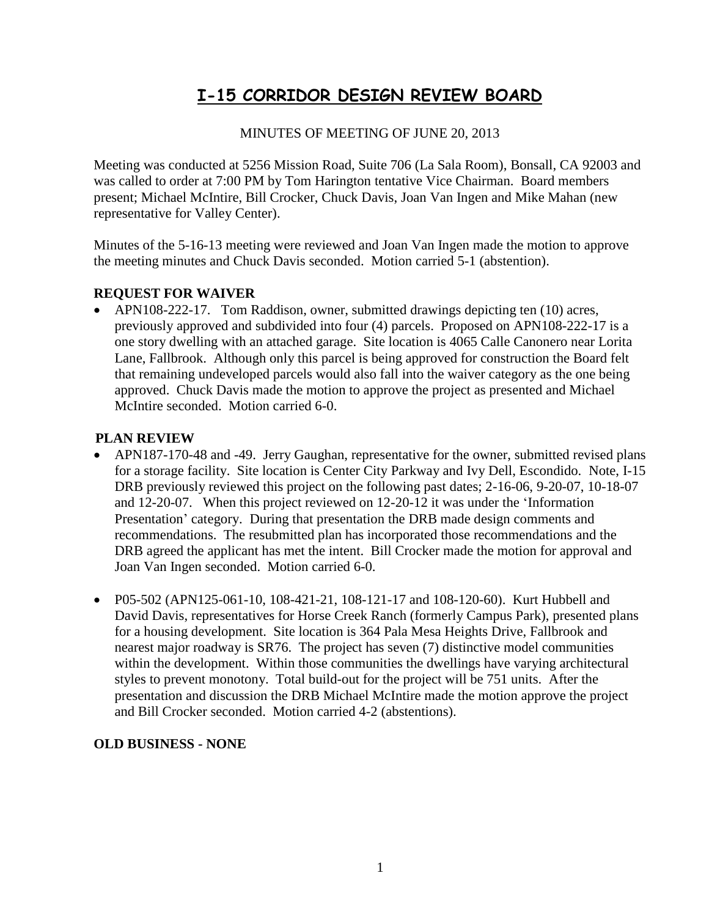# I-15 CORRIDOR DESIGN REVIEW BOARD

MINUTES OF MEETING OF JUNE 20, 2013

Meeting was conducted at 5256 Mission Road, Suite 706 (La Sala Room), Bonsall, CA 92003 and was called to order at 7:00 PM by Tom Harington tentative Vice Chairman. Board members present; Michael McIntire, Bill Crocker, Chuck Davis, Joan Van Ingen and Mike Mahan (new representative for Valley Center).

Minutes of the 5-16-13 meeting were reviewed and Joan Van Ingen made the motion to approve the meeting minutes and Chuck Davis seconded. Motion carried 5-1 (abstention).

**REQUEST FOR WAIVER**

- APN108-222-17. Tom Raddison, owner, submitted drawings depicting ten (10) acres, previously approved and subdivided into four (4) parcels. Proposed on APN108-222-17 is a one story dwelling with an attached garage. Site location is 4065 Calle Canonero near Lorita Lane, Fallbrook. Although only this parcel is being approved for construction the Board felt that remaining undeveloped parcels would also fall into the waiver category as the one being approved. Chuck Davis made the motion to approve the project as presented and Michael McIntire seconded. Motion carried 6-0.

**PLAN REVIEW**

- APN187-170-48 and -49. Jerry Gaughan, representative for the owner, submitted revised plans for a storage facility. Site location is Center City Parkway and Ivy Dell, Escondido. Note, I-15 DRB previously reviewed this project on the following past dates; 2-16-06, 9-20-07, 10-18-07 and 12-20-07. When this project reviewed on 12-20-12 it was under the 'Information Presentation' category. During that presentation the DRB made design comments and recommendations. The resubmitted plan has incorporated those recommendations and the DRB agreed the applicant has met the intent. Bill Crocker made the motion for approval and Joan Van Ingen seconded. Motion carried 6-0.

- P05-502 (APN125-061-10, 108-421-21, 108-121-17 and 108-120-60). Kurt Hubbell and David Davis, representatives for Horse Creek Ranch (formerly Campus Park), presented plans for a housing development. Site location is 364 Pala Mesa Heights Drive, Fallbrook and nearest major roadway is SR76. The project has seven (7) distinctive model communities within the development. Within those communities the dwellings have varying architectural styles to prevent monotony. Total build-out for the project will be 751 units. After the presentation and discussion the DRB Michael McIntire made the motion approve the project and Bill Crocker seconded. Motion carried 4-2 (abstentions).

**OLD BUSINESS - NONE**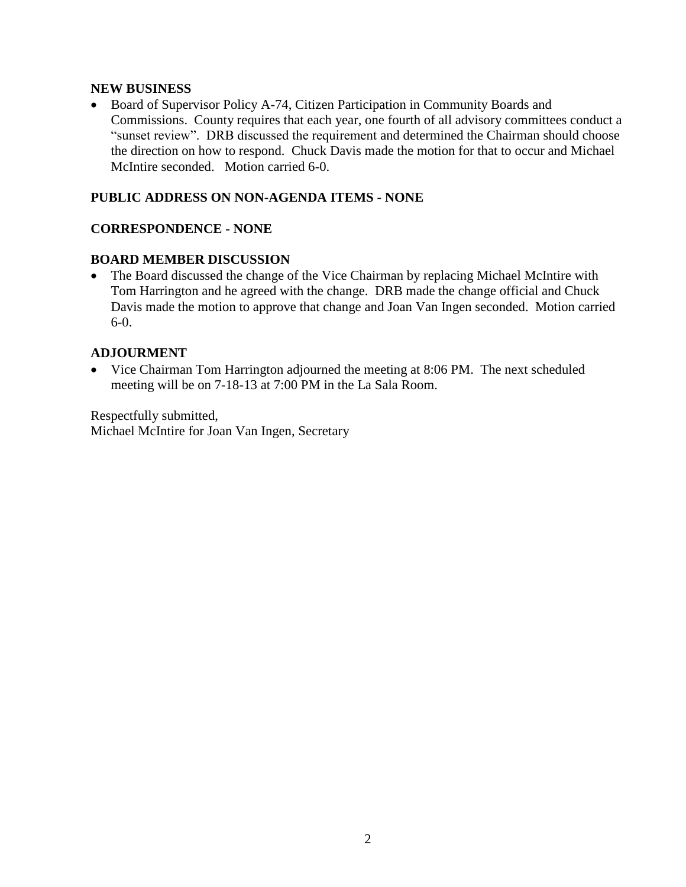**NEW BUSINESS**

- Board of Supervisor Policy A-74, Citizen Participation in Community Boards and Commissions. County requires that each year, one fourth of all advisory committees conduct a "sunset review". DRB discussed the requirement and determined the Chairman should choose the direction on how to respond. Chuck Davis made the motion for that to occur and Michael McIntire seconded. Motion carried 6-0.

**PUBLIC ADDRESS ON NON-AGENDA ITEMS - NONE**

**CORRESPONDENCE - NONE**

**BOARD MEMBER DISCUSSION**

- The Board discussed the change of the Vice Chairman by replacing Michael McIntire with Tom Harrington and he agreed with the change. DRB made the change official and Chuck Davis made the motion to approve that change and Joan Van Ingen seconded. Motion carried 6-0.

**ADJOURMENT**

- Vice Chairman Tom Harrington adjourned the meeting at 8:06 PM. The next scheduled meeting will be on 7-18-13 at 7:00 PM in the La Sala Room.

Respectfully submitted,
Michael McIntire for Joan Van Ingen, Secretary